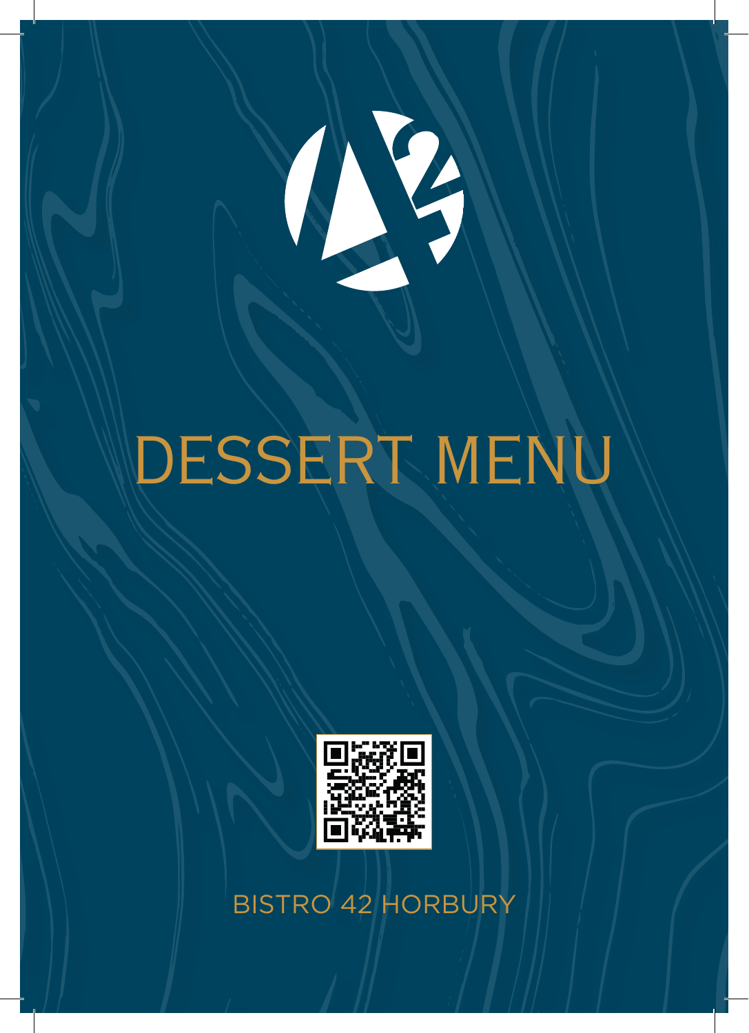# DESSERT MENU

BISTRO 42 HORBURY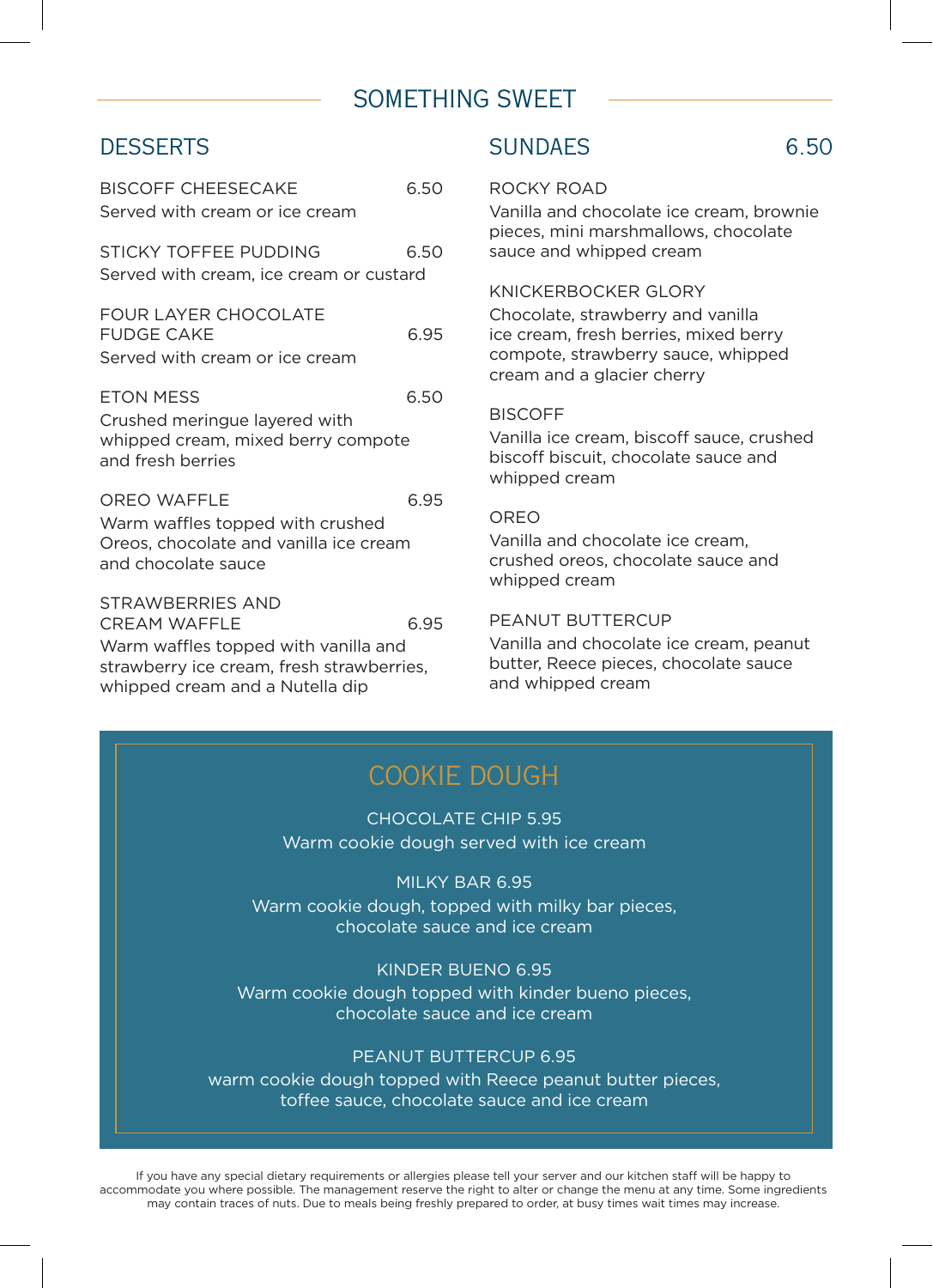# SOMETHING SWEET

## DESSERTS

**BISCOFF CHEESECAKE** 6.50
Served with cream or ice cream

**STICKY TOFFEE PUDDING** 6.50
Served with cream, ice cream or custard

**FOUR LAYER CHOCOLATE FUDGE CAKE** 6.95
Served with cream or ice cream

**ETON MESS** 6.50
Crushed meringue layered with whipped cream, mixed berry compote and fresh berries

**OREO WAFFLE** 6.95
Warm waffles topped with crushed Oreos, chocolate and vanilla ice cream and chocolate sauce

**STRAWBERRIES AND CREAM WAFFLE** 6.95
Warm waffles topped with vanilla and strawberry ice cream, fresh strawberries, whipped cream and a Nutella dip

## SUNDAES 6.50

**ROCKY ROAD**
Vanilla and chocolate ice cream, brownie pieces, mini marshmallows, chocolate sauce and whipped cream

**KNICKERBOCKER GLORY**
Chocolate, strawberry and vanilla ice cream, fresh berries, mixed berry compote, strawberry sauce, whipped cream and a glacier cherry

**BISCOFF**
Vanilla ice cream, biscoff sauce, crushed biscoff biscuit, chocolate sauce and whipped cream

**OREO**
Vanilla and chocolate ice cream, crushed oreos, chocolate sauce and whipped cream

**PEANUT BUTTERCUP**
Vanilla and chocolate ice cream, peanut butter, Reece pieces, chocolate sauce and whipped cream

## COOKIE DOUGH

**CHOCOLATE CHIP 5.95**
Warm cookie dough served with ice cream

**MILKY BAR 6.95**
Warm cookie dough, topped with milky bar pieces, chocolate sauce and ice cream

**KINDER BUENO 6.95**
Warm cookie dough topped with kinder bueno pieces, chocolate sauce and ice cream

**PEANUT BUTTERCUP 6.95**
warm cookie dough topped with Reece peanut butter pieces, toffee sauce, chocolate sauce and ice cream

If you have any special dietary requirements or allergies please tell your server and our kitchen staff will be happy to accommodate you where possible. The management reserve the right to alter or change the menu at any time. Some ingredients may contain traces of nuts. Due to meals being freshly prepared to order, at busy times wait times may increase.